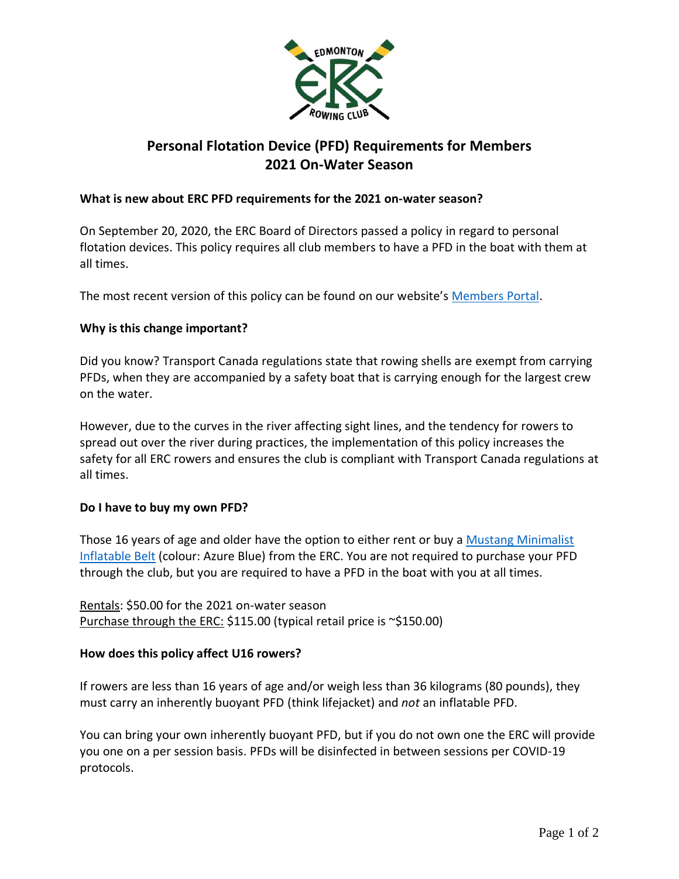# Personal Flotation Device (PFD) Requirements for Members
# 2021 On-Water Season

**What is new about ERC PFD requirements for the 2021 on-water season?**

On September 20, 2020, the ERC Board of Directors passed a policy in regard to personal flotation devices. This policy requires all club members to have a PFD in the boat with them at all times.

The most recent version of this policy can be found on our website's Members Portal.

**Why is this change important?**

Did you know? Transport Canada regulations state that rowing shells are exempt from carrying PFDs, when they are accompanied by a safety boat that is carrying enough for the largest crew on the water.

However, due to the curves in the river affecting sight lines, and the tendency for rowers to spread out over the river during practices, the implementation of this policy increases the safety for all ERC rowers and ensures the club is compliant with Transport Canada regulations at all times.

**Do I have to buy my own PFD?**

Those 16 years of age and older have the option to either rent or buy a Mustang Minimalist Inflatable Belt (colour: Azure Blue) from the ERC. You are not required to purchase your PFD through the club, but you are required to have a PFD in the boat with you at all times.

Rentals: $50.00 for the 2021 on-water season
Purchase through the ERC: $115.00 (typical retail price is ~$150.00)

**How does this policy affect U16 rowers?**

If rowers are less than 16 years of age and/or weigh less than 36 kilograms (80 pounds), they must carry an inherently buoyant PFD (think lifejacket) and *not* an inflatable PFD.

You can bring your own inherently buoyant PFD, but if you do not own one the ERC will provide you one on a per session basis. PFDs will be disinfected in between sessions per COVID-19 protocols.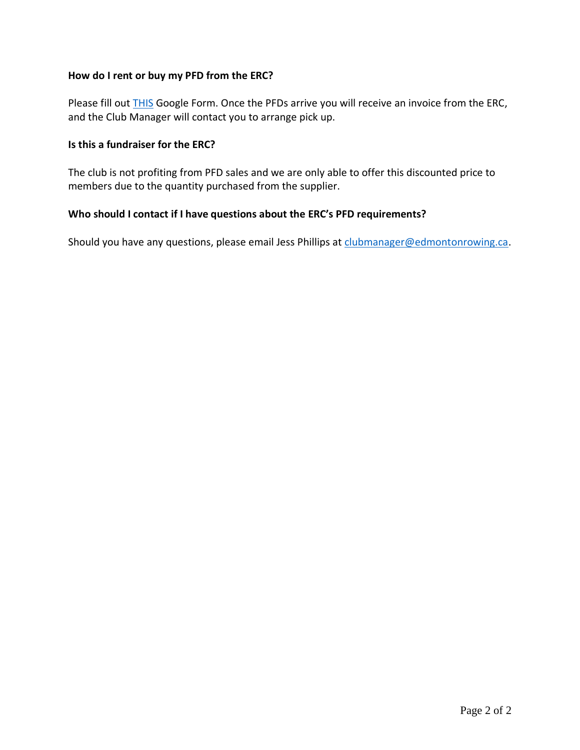**How do I rent or buy my PFD from the ERC?**

Please fill out THIS Google Form. Once the PFDs arrive you will receive an invoice from the ERC, and the Club Manager will contact you to arrange pick up.

**Is this a fundraiser for the ERC?**

The club is not profiting from PFD sales and we are only able to offer this discounted price to members due to the quantity purchased from the supplier.

**Who should I contact if I have questions about the ERC's PFD requirements?**

Should you have any questions, please email Jess Phillips at clubmanager@edmontonrowing.ca.